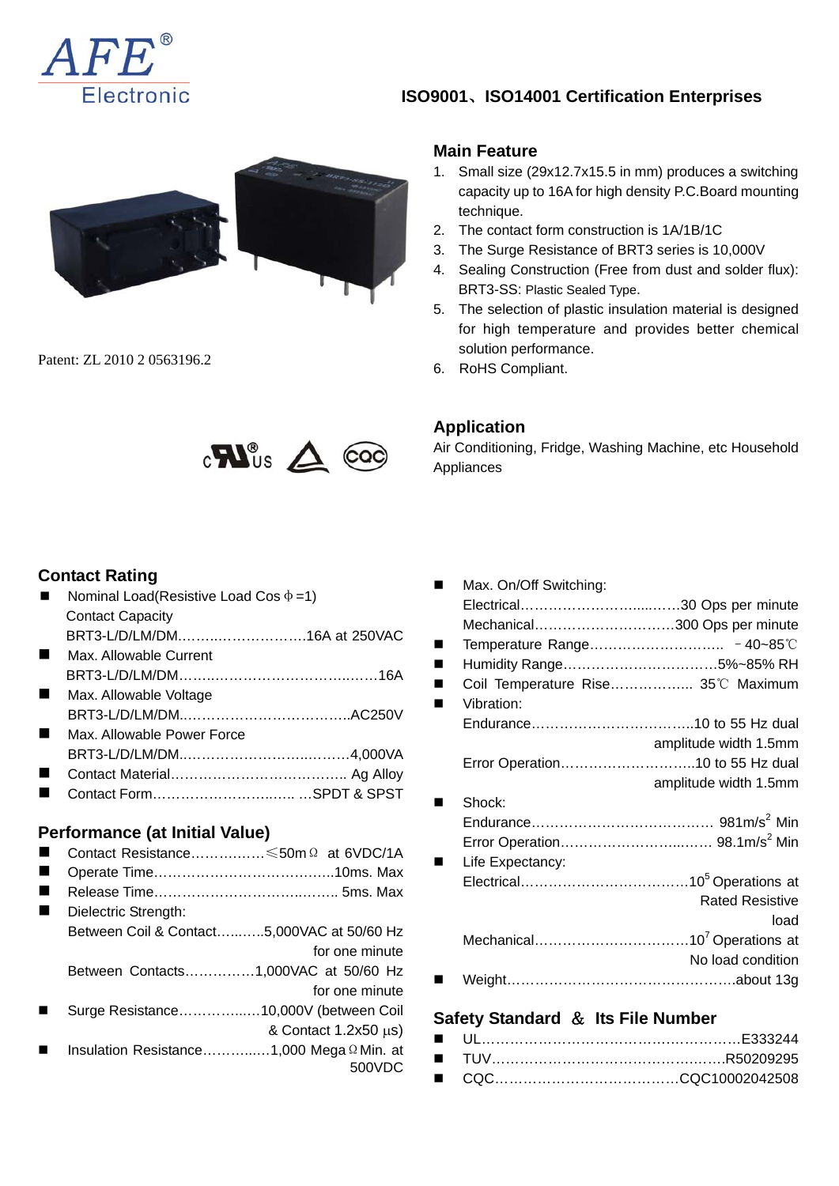AFE® Electronic

**ISO9001、ISO14001 Certification Enterprises**

Patent: ZL 2010 2 0563196.2

## Main Feature

1. Small size (29x12.7x15.5 in mm) produces a switching capacity up to 16A for high density P.C.Board mounting technique.
2. The contact form construction is 1A/1B/1C
3. The Surge Resistance of BRT3 series is 10,000V
4. Sealing Construction (Free from dust and solder flux): BRT3-SS: Plastic Sealed Type.
5. The selection of plastic insulation material is designed for high temperature and provides better chemical solution performance.
6. RoHS Compliant.

## Application

Air Conditioning, Fridge, Washing Machine, etc Household Appliances

## Contact Rating

- Nominal Load(Resistive Load Cos φ =1)
  Contact Capacity
  BRT3-L/D/LM/DM……………………………16A at 250VAC
- Max. Allowable Current
  BRT3-L/D/LM/DM………………………………………16A
- Max. Allowable Voltage
  BRT3-L/D/LM/DM………………………………………AC250V
- Max. Allowable Power Force
  BRT3-L/D/LM/DM……………………………………4,000VA
- Contact Material……………………………………… Ag Alloy
- Contact Form…………………………… …SPDT & SPST

## Performance (at Initial Value)

- Contact Resistance………………≤50mΩ at 6VDC/1A
- Operate Time…………………………………….10ms. Max
- Release Time……………………………………. 5ms. Max
- Dielectric Strength:
  Between Coil & Contact……….5,000VAC at 50/60 Hz for one minute
  Between Contacts……………1,000VAC at 50/60 Hz for one minute
- Surge Resistance……………….10,000V (between Coil & Contact 1.2x50 μs)
- Insulation Resistance…………..1,000 MegaΩ Min. at 500VDC

- Max. On/Off Switching:
  Electrical…………………………….30 Ops per minute
  Mechanical…………………………300 Ops per minute
- Temperature Range……………………….. －40~85℃
- Humidity Range……………………………5%~85% RH
- Coil Temperature Rise……………….. 35℃ Maximum
- Vibration:
  Endurance……………………………..10 to 55 Hz dual amplitude width 1.5mm
  Error Operation………………………..10 to 55 Hz dual amplitude width 1.5mm
- Shock:
  Endurance………………………………… 981m/s$^2$ Min
  Error Operation…………………………… 98.1m/s$^2$ Min
- Life Expectancy:
  Electrical……………………………….$10^5$ Operations at Rated Resistive load
  Mechanical…………………………….$10^7$ Operations at No load condition
- Weight………………………………………….about 13g

## Safety Standard ＆ Its File Number

- UL……………………………………………………E333244
- TUV…………………………………………….R50209295
- CQC……………………………………CQC10002042508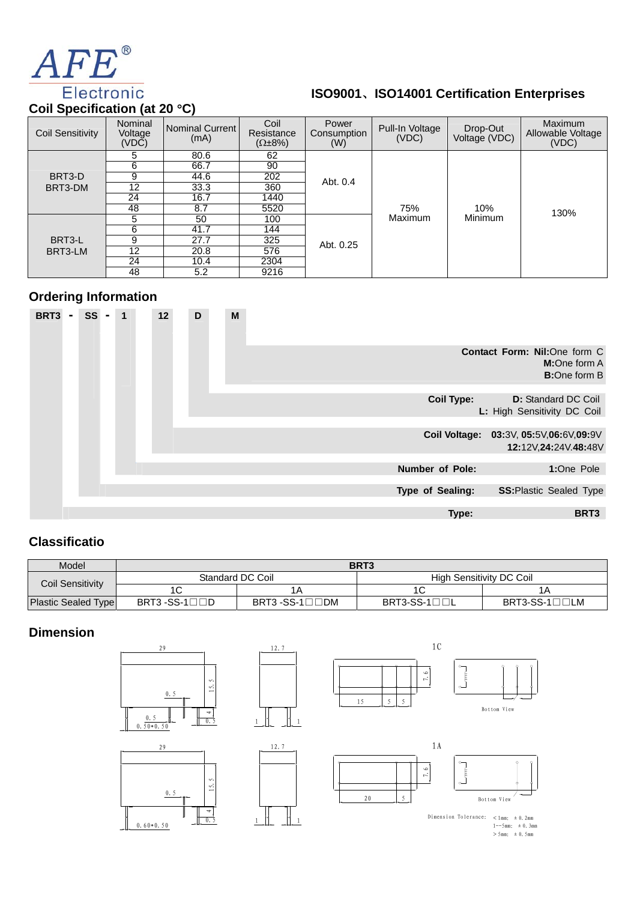AFE® Electronic

**ISO9001、ISO14001 Certification Enterprises**

## Coil Specification (at 20 °C)

| Coil Sensitivity | Nominal Voltage (VDC) | Nominal Current (mA) | Coil Resistance (Ω±8%) | Power Consumption (W) | Pull-In Voltage (VDC) | Drop-Out Voltage (VDC) | Maximum Allowable Voltage (VDC) |
|---|---|---|---|---|---|---|---|
| BRT3-D<br>BRT3-DM | 5 | 80.6 | 62 | Abt. 0.4 | 75% Maximum | 10% Minimum | 130% |
| | 6 | 66.7 | 90 | | | | |
| | 9 | 44.6 | 202 | | | | |
| | 12 | 33.3 | 360 | | | | |
| | 24 | 16.7 | 1440 | | | | |
| | 48 | 8.7 | 5520 | | | | |
| BRT3-L<br>BRT3-LM | 5 | 50 | 100 | Abt. 0.25 | | | |
| | 6 | 41.7 | 144 | | | | |
| | 9 | 27.7 | 325 | | | | |
| | 12 | 20.8 | 576 | | | | |
| | 24 | 10.4 | 2304 | | | | |
| | 48 | 5.2 | 9216 | | | | |

## Ordering Information

**BRT3 - SS - 1 12 D M**

- **Contact Form: Nil:**One form C, **M:**One form A, **B:**One form B
- **Coil Type: D:** Standard DC Coil, **L:** High Sensitivity DC Coil
- **Coil Voltage: 03:**3V, **05:**5V,**06:**6V,**09:**9V, **12:**12V,**24:**24V.**48:**48V
- **Number of Pole: 1:**One Pole
- **Type of Sealing: SS:**Plastic Sealed Type
- **Type: BRT3**

## Classificatio

| Model | BRT3 | | | |
|---|---|---|---|---|
| Coil Sensitivity | Standard DC Coil | | High Sensitivity DC Coil | |
| | 1C | 1A | 1C | 1A |
| Plastic Sealed Type | BRT3 -SS-1□□D | BRT3 -SS-1□□DM | BRT3-SS-1□□L | BRT3-SS-1□□LM |

## Dimension

1C

1A

Bottom View

Dimension Tolerance: <1mm: ± 0. 2mm; 1--5mm: ± 0. 3mm; >5mm: ± 0. 5mm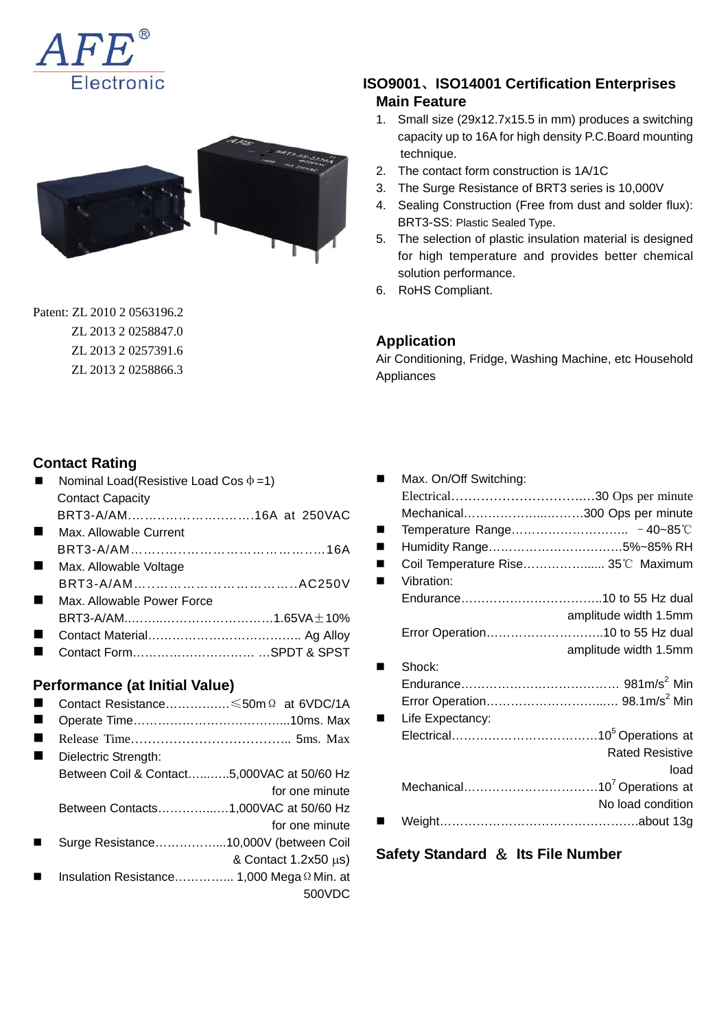AFE® Electronic

## ISO9001、ISO14001 Certification Enterprises

### Main Feature

1. Small size (29x12.7x15.5 in mm) produces a switching capacity up to 16A for high density P.C.Board mounting technique.
2. The contact form construction is 1A/1C
3. The Surge Resistance of BRT3 series is 10,000V
4. Sealing Construction (Free from dust and solder flux): BRT3-SS: Plastic Sealed Type.
5. The selection of plastic insulation material is designed for high temperature and provides better chemical solution performance.
6. RoHS Compliant.

Patent: ZL 2010 2 0563196.2
ZL 2013 2 0258847.0
ZL 2013 2 0257391.6
ZL 2013 2 0258866.3

### Application

Air Conditioning, Fridge, Washing Machine, etc Household Appliances

### Contact Rating

- Nominal Load(Resistive Load Cos φ=1)
  Contact Capacity
  BRT3-A/AM……………………………16A at 250VAC
- Max. Allowable Current
  BRT3-A/AM……………………………………………16A
- Max. Allowable Voltage
  BRT3-A/AM…………………………………..AC250V
- Max. Allowable Power Force
  BRT3-A/AM..……………………………1.65VA±10%
- Contact Material……………………………….. Ag Alloy
- Contact Form………………………… …SPDT & SPST

### Performance (at Initial Value)

- Contact Resistance……………..≤50mΩ at 6VDC/1A
- Operate Time…………………………………...10ms. Max
- Release Time……………………………….. 5ms. Max
- Dielectric Strength:
  Between Coil & Contact…..…..5,000VAC at 50/60 Hz for one minute
  Between Contacts…………..….1,000VAC at 50/60 Hz for one minute
- Surge Resistance……………...10,000V (between Coil & Contact 1.2x50 μs)
- Insulation Resistance………….. 1,000 MegaΩ Min. at 500VDC
- Max. On/Off Switching:
  Electrical…………………………….30 Ops per minute
  Mechanical…………………..………300 Ops per minute
- Temperature Range……………………….. －40~85℃
- Humidity Range……………………………5%~85% RH
- Coil Temperature Rise……………..... 35℃ Maximum
- Vibration:
  Endurance……………………………..10 to 55 Hz dual amplitude width 1.5mm
  Error Operation………………………..10 to 55 Hz dual amplitude width 1.5mm
- Shock:
  Endurance………………………………… 981m/s$^2$ Min
  Error Operation…………………………... 98.1m/s$^2$ Min
- Life Expectancy:
  Electrical………………………………$10^5$ Operations at Rated Resistive load
  Mechanical……………………………$10^7$ Operations at No load condition
- Weight…………………………………………….about 13g

### Safety Standard ＆ Its File Number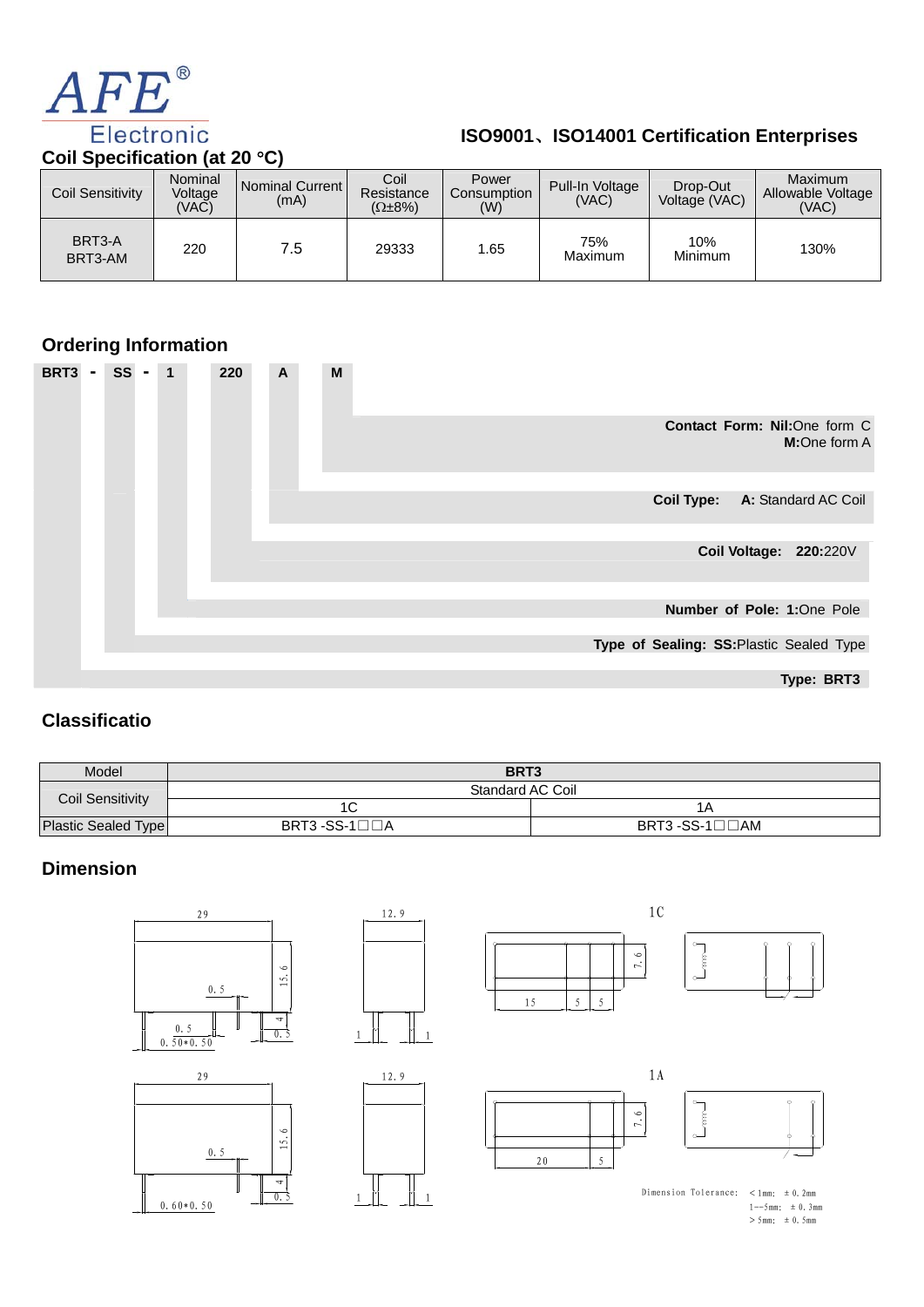AFE®
Electronic

ISO9001、ISO14001 Certification Enterprises

## Coil Specification (at 20 °C)

| Coil Sensitivity | Nominal Voltage (VAC) | Nominal Current (mA) | Coil Resistance (Ω±8%) | Power Consumption (W) | Pull-In Voltage (VAC) | Drop-Out Voltage (VAC) | Maximum Allowable Voltage (VAC) |
|---|---|---|---|---|---|---|---|
| BRT3-A BRT3-AM | 220 | 7.5 | 29333 | 1.65 | 75% Maximum | 10% Minimum | 130% |

## Ordering Information

**BRT3 - SS - 1 220 A M**

**Contact Form: Nil:**One form C
**M:**One form A

**Coil Type: A:** Standard AC Coil

**Coil Voltage: 220:**220V

**Number of Pole: 1:**One Pole

**Type of Sealing: SS:**Plastic Sealed Type

**Type: BRT3**

## Classificatio

| Model | BRT3 | |
|---|---|---|
| Coil Sensitivity | Standard AC Coil | |
| | 1C | 1A |
| Plastic Sealed Type | BRT3 -SS-1□□A | BRT3 -SS-1□□AM |

## Dimension

29
12.9
1C
15.6
0.5
7.6
0.5
4
0.5
0.50*0.50
1
1
15
5
5

29
12.9
1A
15.6
0.5
7.6
4
0.5
0.60*0.50
1
1
20
5

Dimension Tolerance: < 1mm: ± 0.2mm
1--5mm: ± 0.3mm
> 5mm: ± 0.5mm